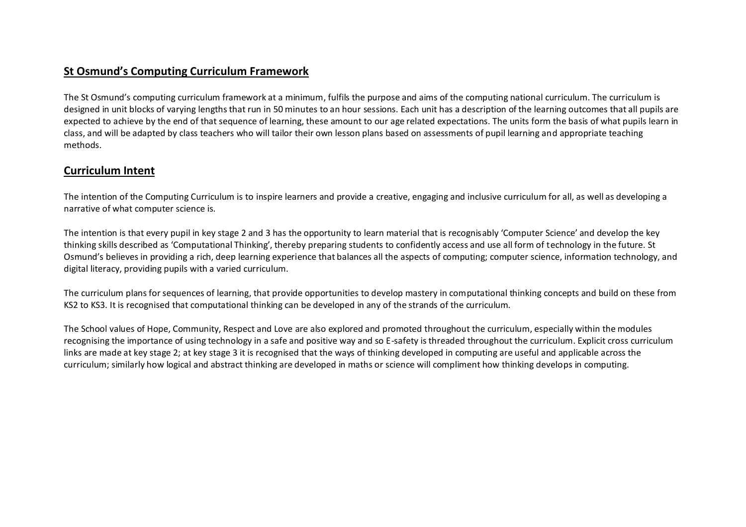## St Osmund's Computing Curriculum Framework

The St Osmund's computing curriculum framework at a minimum, fulfils the purpose and aims of the computing national curriculum. The curriculum is designed in unit blocks of varying lengths that run in 50 minutes to an hour sessions. Each unit has a description of the learning outcomes that all pupils are expected to achieve by the end of that sequence of learning, these amount to our age related expectations. The units form the basis of what pupils learn in class, and will be adapted by class teachers who will tailor their own lesson plans based on assessments of pupil learning and appropriate teaching methods.

## Curriculum Intent

The intention of the Computing Curriculum is to inspire learners and provide a creative, engaging and inclusive curriculum for all, as well as developing a narrative of what computer science is.

The intention is that every pupil in key stage 2 and 3 has the opportunity to learn material that is recognisably 'Computer Science' and develop the key thinking skills described as 'Computational Thinking', thereby preparing students to confidently access and use all form of technology in the future. St Osmund's believes in providing a rich, deep learning experience that balances all the aspects of computing; computer science, information technology, and digital literacy, providing pupils with a varied curriculum.

The curriculum plans for sequences of learning, that provide opportunities to develop mastery in computational thinking concepts and build on these from KS2 to KS3. It is recognised that computational thinking can be developed in any of the strands of the curriculum.

The School values of Hope, Community, Respect and Love are also explored and promoted throughout the curriculum, especially within the modules recognising the importance of using technology in a safe and positive way and so E-safety is threaded throughout the curriculum. Explicit cross curriculum links are made at key stage 2; at key stage 3 it is recognised that the ways of thinking developed in computing are useful and applicable across the curriculum; similarly how logical and abstract thinking are developed in maths or science will compliment how thinking develops in computing.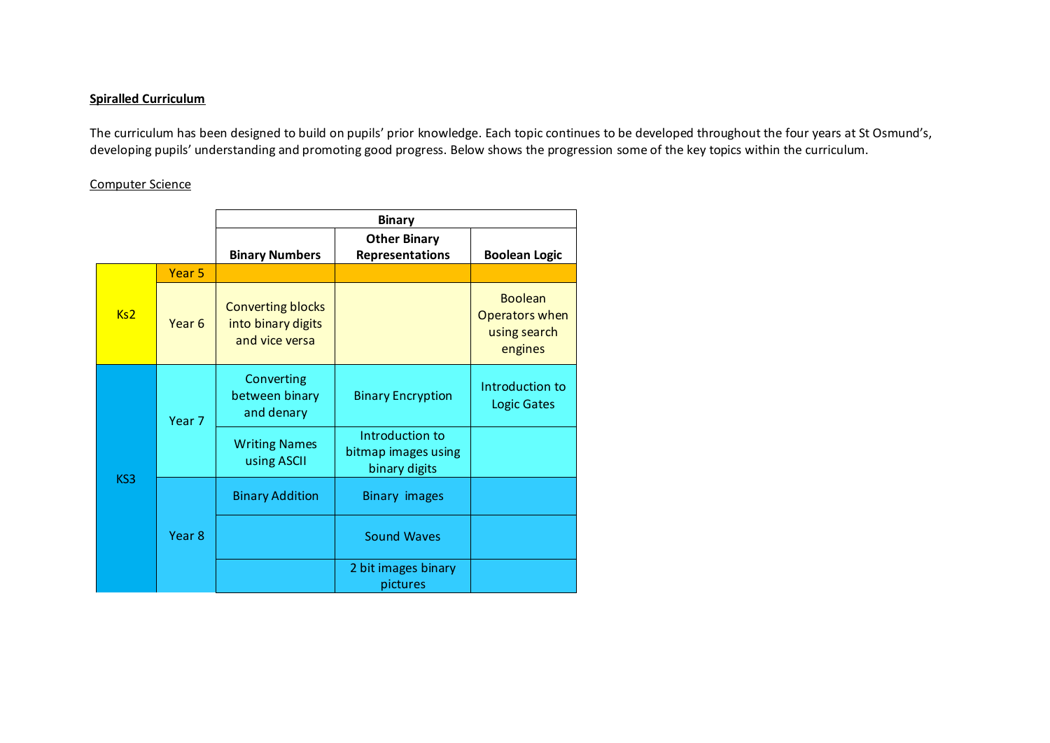**Spiralled Curriculum**

The curriculum has been designed to build on pupils' prior knowledge. Each topic continues to be developed throughout the four years at St Osmund's, developing pupils' understanding and promoting good progress. Below shows the progression some of the key topics within the curriculum.

Computer Science

| | | Binary | | |
|---|---|---|---|---|
| | | Binary Numbers | Other Binary Representations | Boolean Logic |
| Ks2 | Year 5 | | | |
| | Year 6 | Converting blocks into binary digits and vice versa | | Boolean Operators when using search engines |
| KS3 | Year 7 | Converting between binary and denary | Binary Encryption | Introduction to Logic Gates |
| | | Writing Names using ASCII | Introduction to bitmap images using binary digits | |
| | Year 8 | Binary Addition | Binary images | |
| | | | Sound Waves | |
| | | | 2 bit images binary pictures | |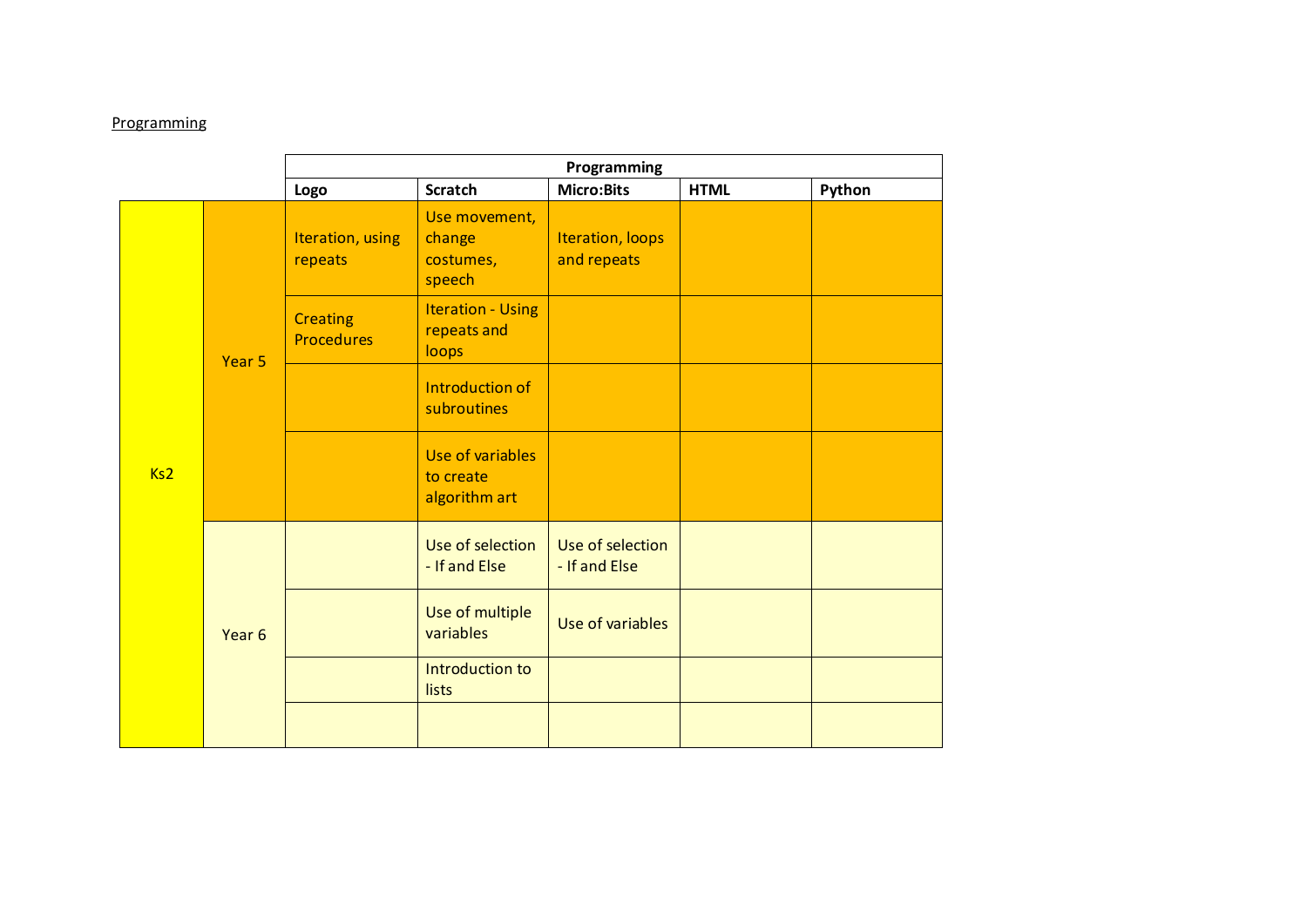Programming

| | | Programming | | | | |
|---|---|---|---|---|---|---|
| | | **Logo** | **Scratch** | **Micro:Bits** | **HTML** | **Python** |
| Ks2 | Year 5 | Iteration, using repeats | Use movement, change costumes, speech | Iteration, loops and repeats | | |
| | | Creating Procedures | Iteration - Using repeats and loops | | | |
| | | | Introduction of subroutines | | | |
| | | | Use of variables to create algorithm art | | | |
| | Year 6 | | Use of selection - If and Else | Use of selection - If and Else | | |
| | | | Use of multiple variables | Use of variables | | |
| | | | Introduction to lists | | | |
| | | | | | | |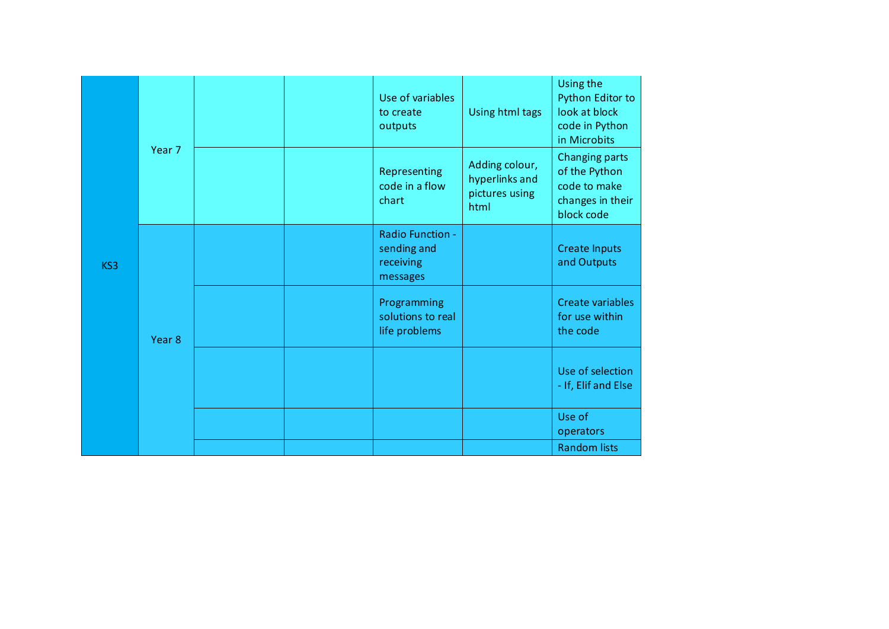| | | | | | | |
|---|---|---|---|---|---|---|
| KS3 | Year 7 | | | Use of variables to create outputs | Using html tags | Using the Python Editor to look at block code in Python in Microbits |
| | | | | Representing code in a flow chart | Adding colour, hyperlinks and pictures using html | Changing parts of the Python code to make changes in their block code |
| | Year 8 | | | Radio Function - sending and receiving messages | | Create Inputs and Outputs |
| | | | | Programming solutions to real life problems | | Create variables for use within the code |
| | | | | | | Use of selection - If, Elif and Else |
| | | | | | | Use of operators |
| | | | | | | Random lists |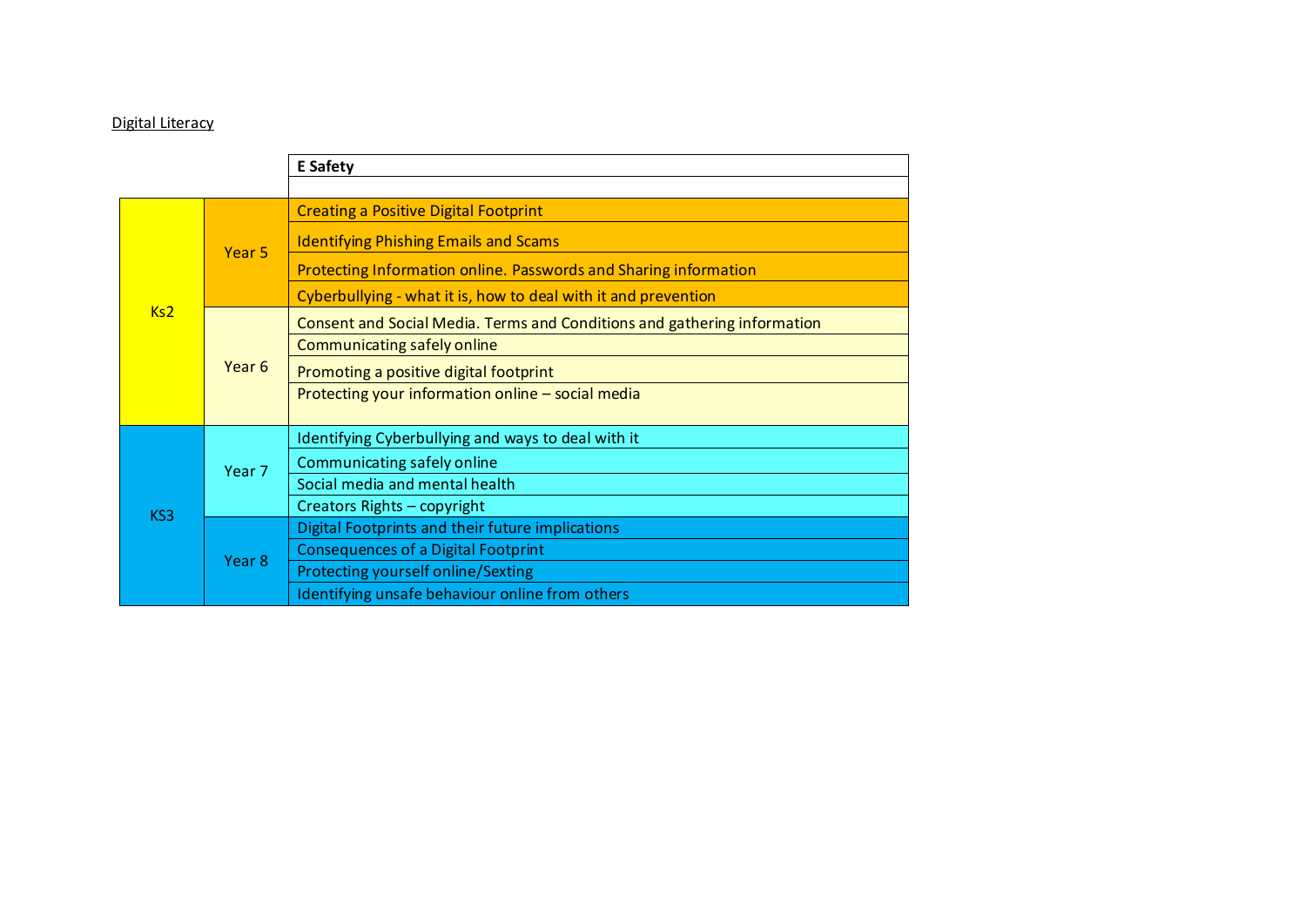Digital Literacy

| | | E Safety |
|---|---|---|
| | | |
| Ks2 | Year 5 | Creating a Positive Digital Footprint |
| | | Identifying Phishing Emails and Scams |
| | | Protecting Information online. Passwords and Sharing information |
| | | Cyberbullying - what it is, how to deal with it and prevention |
| | Year 6 | Consent and Social Media. Terms and Conditions and gathering information |
| | | Communicating safely online |
| | | Promoting a positive digital footprint |
| | | Protecting your information online – social media |
| KS3 | Year 7 | Identifying Cyberbullying and ways to deal with it |
| | | Communicating safely online |
| | | Social media and mental health |
| | | Creators Rights – copyright |
| | Year 8 | Digital Footprints and their future implications |
| | | Consequences of a Digital Footprint |
| | | Protecting yourself online/Sexting |
| | | Identifying unsafe behaviour online from others |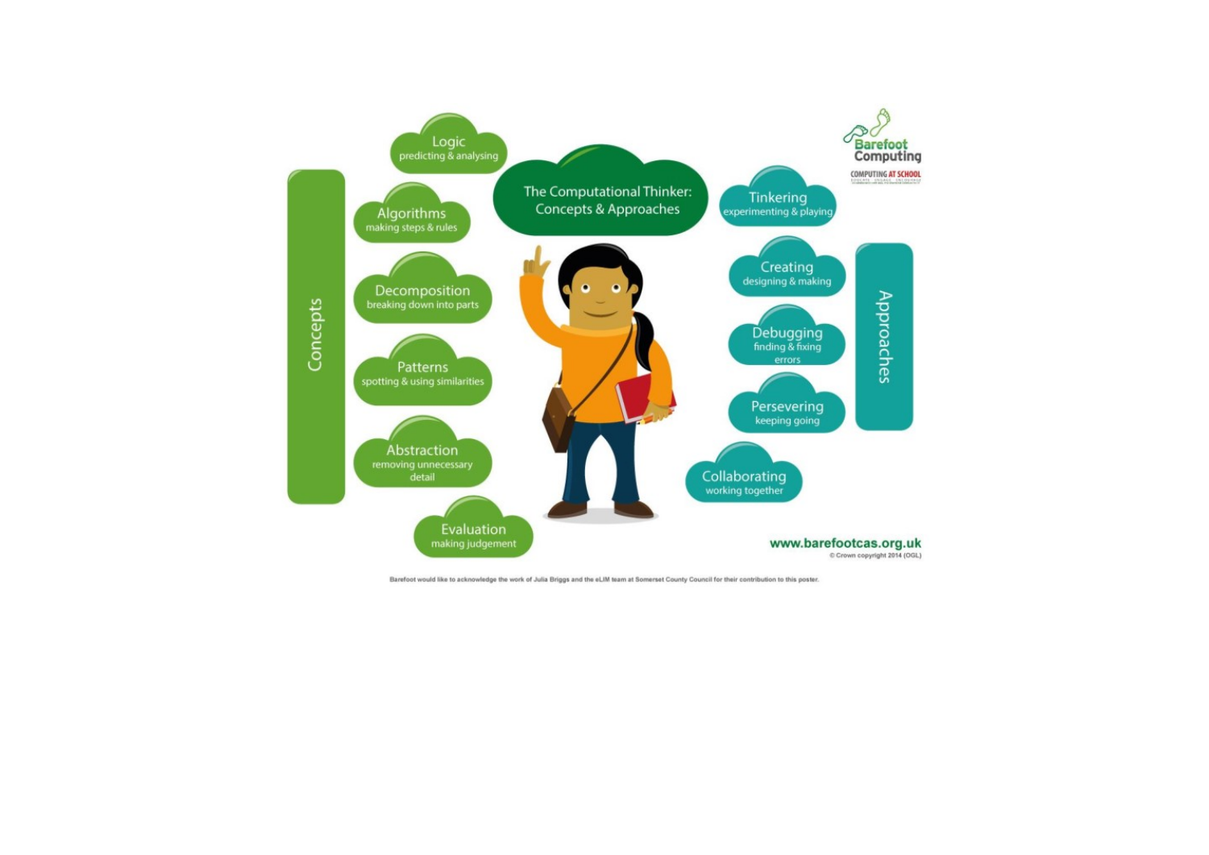# The Computational Thinker: Concepts & Approaches

## Concepts

- **Logic** – predicting & analysing
- **Algorithms** – making steps & rules
- **Decomposition** – breaking down into parts
- **Patterns** – spotting & using similarities
- **Abstraction** – removing unnecessary detail
- **Evaluation** – making judgement

## Approaches

- **Tinkering** – experimenting & playing
- **Creating** – designing & making
- **Debugging** – finding & fixing errors
- **Persevering** – keeping going
- **Collaborating** – working together

Barefoot Computing

COMPUTING AT SCHOOL

www.barefootcas.org.uk

© Crown copyright 2014 (OGL)

Barefoot would like to acknowledge the work of Julia Briggs and the eLIM team at Somerset County Council for their contribution to this poster.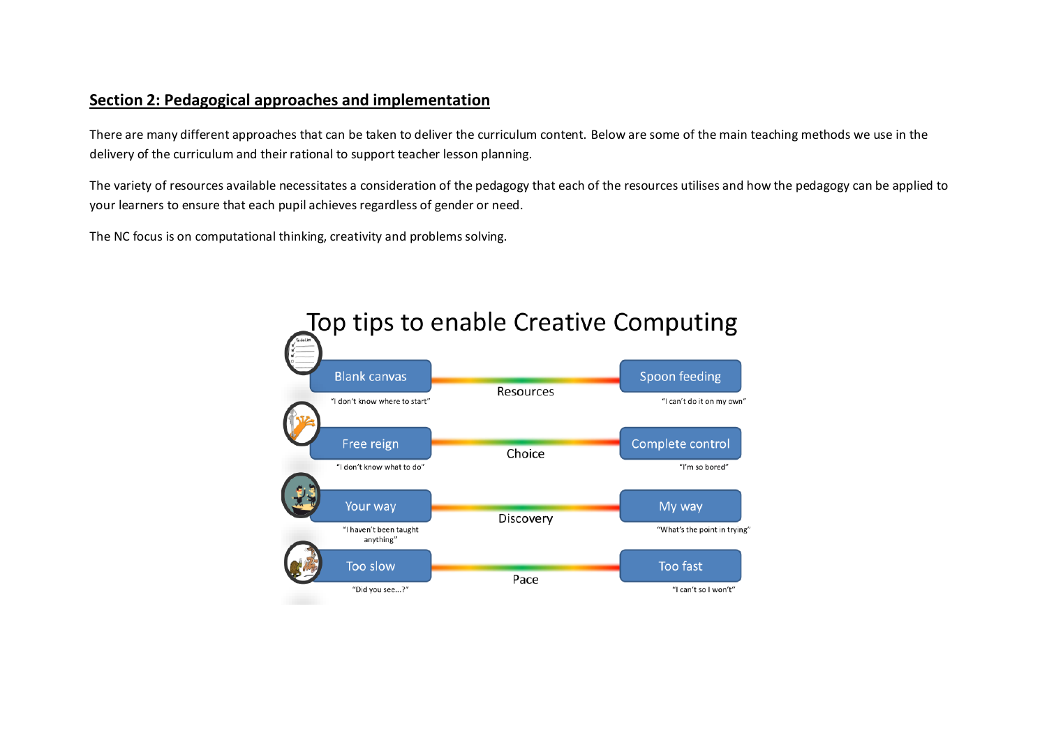## Section 2: Pedagogical approaches and implementation

There are many different approaches that can be taken to deliver the curriculum content. Below are some of the main teaching methods we use in the delivery of the curriculum and their rational to support teacher lesson planning.

The variety of resources available necessitates a consideration of the pedagogy that each of the resources utilises and how the pedagogy can be applied to your learners to ensure that each pupil achieves regardless of gender or need.

The NC focus is on computational thinking, creativity and problems solving.

### Top tips to enable Creative Computing

| | | |
|---|---|---|
| Blank canvas "I don't know where to start" | Resources | Spoon feeding "I can't do it on my own" |
| Free reign "I don't know what to do" | Choice | Complete control "I'm so bored" |
| Your way "I haven't been taught anything" | Discovery | My way "What's the point in trying" |
| Too slow "Did you see…?" | Pace | Too fast "I can't so I won't" |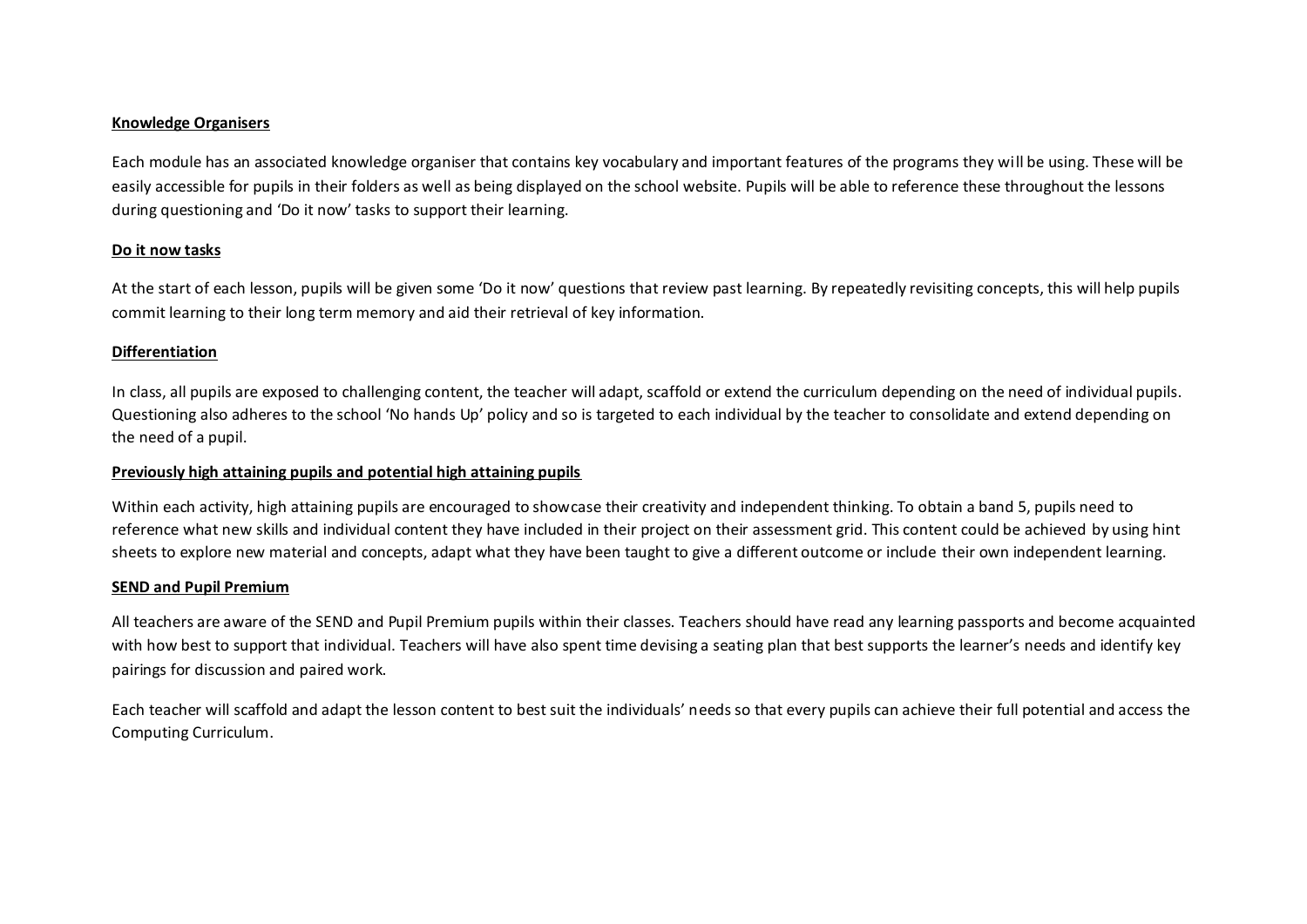**Knowledge Organisers**

Each module has an associated knowledge organiser that contains key vocabulary and important features of the programs they will be using. These will be easily accessible for pupils in their folders as well as being displayed on the school website. Pupils will be able to reference these throughout the lessons during questioning and 'Do it now' tasks to support their learning.

**Do it now tasks**

At the start of each lesson, pupils will be given some 'Do it now' questions that review past learning. By repeatedly revisiting concepts, this will help pupils commit learning to their long term memory and aid their retrieval of key information.

**Differentiation**

In class, all pupils are exposed to challenging content, the teacher will adapt, scaffold or extend the curriculum depending on the need of individual pupils. Questioning also adheres to the school 'No hands Up' policy and so is targeted to each individual by the teacher to consolidate and extend depending on the need of a pupil.

**Previously high attaining pupils and potential high attaining pupils**

Within each activity, high attaining pupils are encouraged to showcase their creativity and independent thinking. To obtain a band 5, pupils need to reference what new skills and individual content they have included in their project on their assessment grid. This content could be achieved by using hint sheets to explore new material and concepts, adapt what they have been taught to give a different outcome or include their own independent learning.

**SEND and Pupil Premium**

All teachers are aware of the SEND and Pupil Premium pupils within their classes. Teachers should have read any learning passports and become acquainted with how best to support that individual. Teachers will have also spent time devising a seating plan that best supports the learner's needs and identify key pairings for discussion and paired work.

Each teacher will scaffold and adapt the lesson content to best suit the individuals' needs so that every pupils can achieve their full potential and access the Computing Curriculum.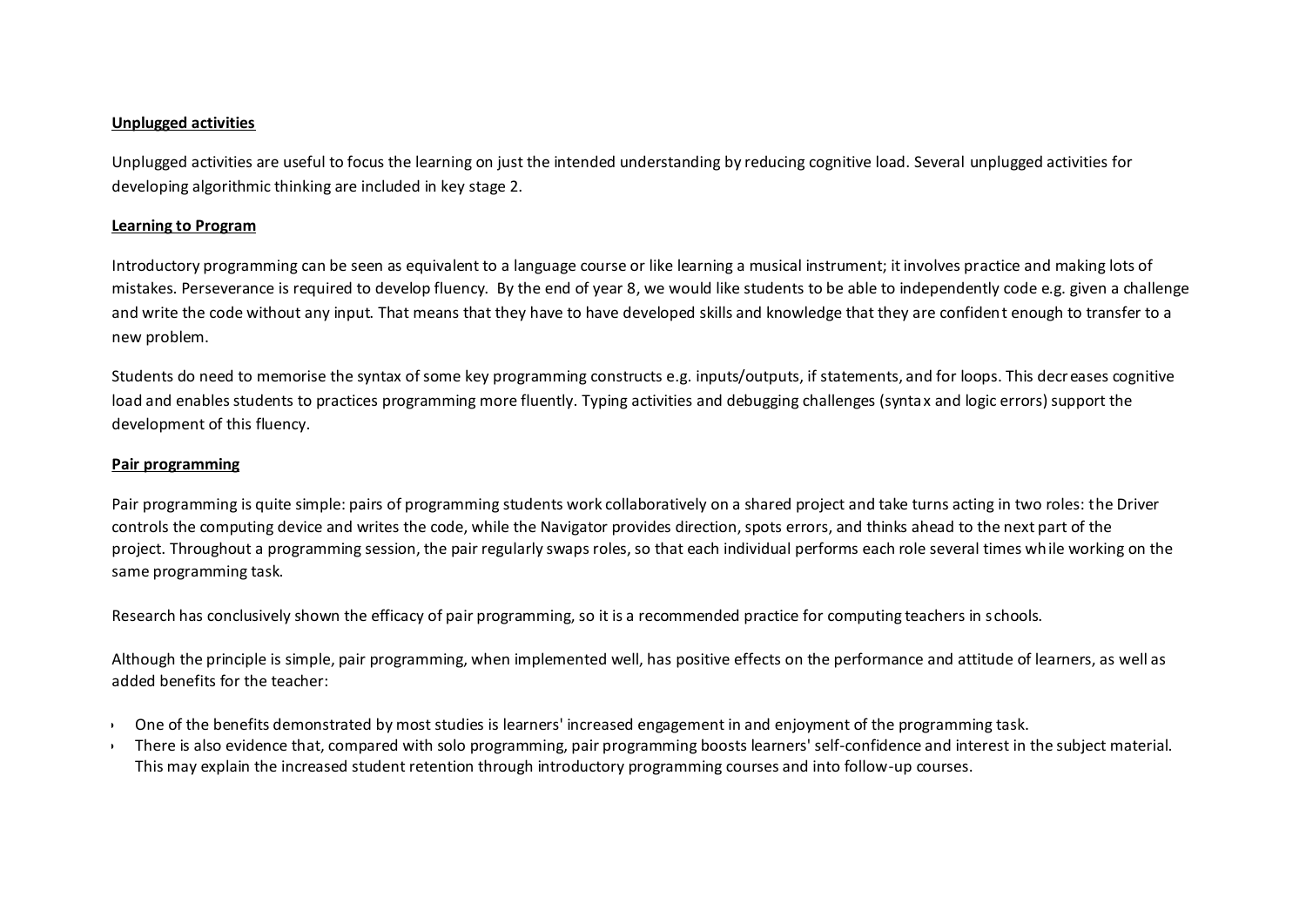**Unplugged activities**

Unplugged activities are useful to focus the learning on just the intended understanding by reducing cognitive load. Several unplugged activities for developing algorithmic thinking are included in key stage 2.

**Learning to Program**

Introductory programming can be seen as equivalent to a language course or like learning a musical instrument; it involves practice and making lots of mistakes. Perseverance is required to develop fluency. By the end of year 8, we would like students to be able to independently code e.g. given a challenge and write the code without any input. That means that they have to have developed skills and knowledge that they are confident enough to transfer to a new problem.

Students do need to memorise the syntax of some key programming constructs e.g. inputs/outputs, if statements, and for loops. This decreases cognitive load and enables students to practices programming more fluently. Typing activities and debugging challenges (syntax and logic errors) support the development of this fluency.

**Pair programming**

Pair programming is quite simple: pairs of programming students work collaboratively on a shared project and take turns acting in two roles: the Driver controls the computing device and writes the code, while the Navigator provides direction, spots errors, and thinks ahead to the next part of the project. Throughout a programming session, the pair regularly swaps roles, so that each individual performs each role several times while working on the same programming task.

Research has conclusively shown the efficacy of pair programming, so it is a recommended practice for computing teachers in schools.

Although the principle is simple, pair programming, when implemented well, has positive effects on the performance and attitude of learners, as well as added benefits for the teacher:

- One of the benefits demonstrated by most studies is learners' increased engagement in and enjoyment of the programming task.
- There is also evidence that, compared with solo programming, pair programming boosts learners' self-confidence and interest in the subject material. This may explain the increased student retention through introductory programming courses and into follow-up courses.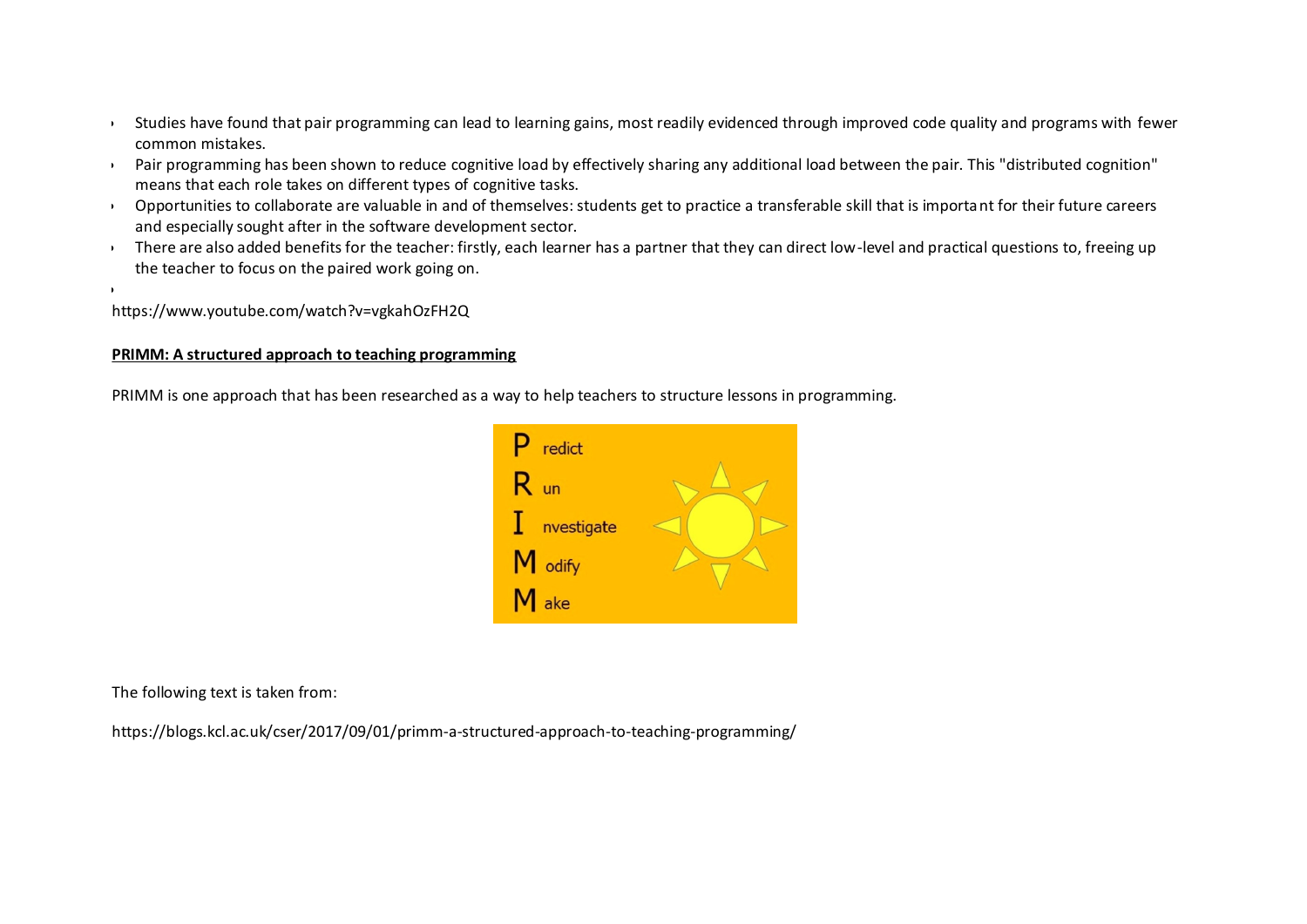- Studies have found that pair programming can lead to learning gains, most readily evidenced through improved code quality and programs with fewer common mistakes.
- Pair programming has been shown to reduce cognitive load by effectively sharing any additional load between the pair. This "distributed cognition" means that each role takes on different types of cognitive tasks.
- Opportunities to collaborate are valuable in and of themselves: students get to practice a transferable skill that is important for their future careers and especially sought after in the software development sector.
- There are also added benefits for the teacher: firstly, each learner has a partner that they can direct low-level and practical questions to, freeing up the teacher to focus on the paired work going on.

https://www.youtube.com/watch?v=vgkahOzFH2Q

**PRIMM: A structured approach to teaching programming**

PRIMM is one approach that has been researched as a way to help teachers to structure lessons in programming.

P redict
R un
I nvestigate
M odify
M ake

The following text is taken from:

https://blogs.kcl.ac.uk/cser/2017/09/01/primm-a-structured-approach-to-teaching-programming/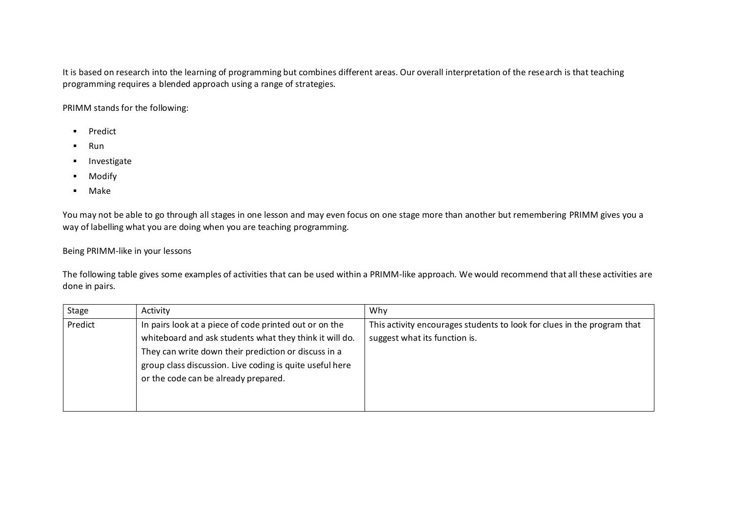It is based on research into the learning of programming but combines different areas. Our overall interpretation of the research is that teaching programming requires a blended approach using a range of strategies.

PRIMM stands for the following:

- Predict
- Run
- Investigate
- Modify
- Make

You may not be able to go through all stages in one lesson and may even focus on one stage more than another but remembering PRIMM gives you a way of labelling what you are doing when you are teaching programming.

Being PRIMM-like in your lessons

The following table gives some examples of activities that can be used within a PRIMM-like approach. We would recommend that all these activities are done in pairs.

| Stage | Activity | Why |
| --- | --- | --- |
| Predict | In pairs look at a piece of code printed out or on the whiteboard and ask students what they think it will do. They can write down their prediction or discuss in a group class discussion. Live coding is quite useful here or the code can be already prepared. | This activity encourages students to look for clues in the program that suggest what its function is. |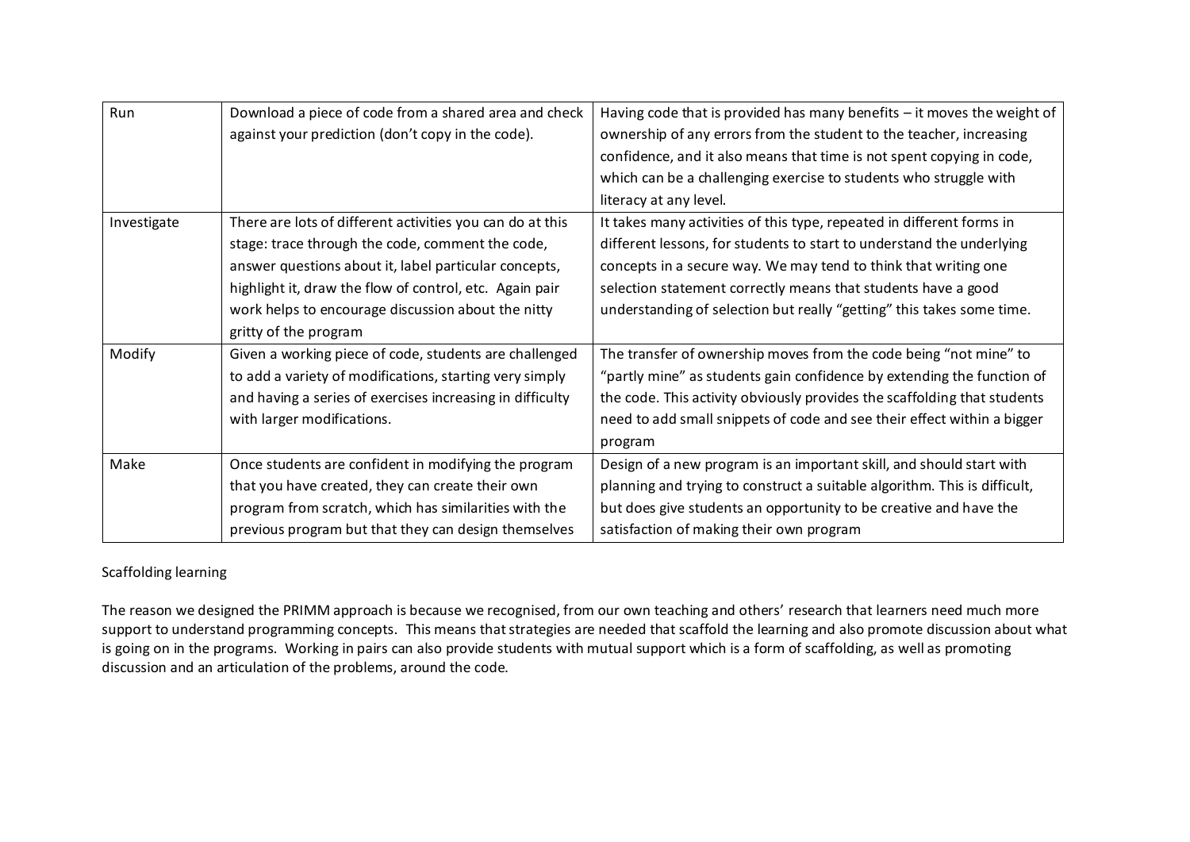| | | |
|---|---|---|
| Run | Download a piece of code from a shared area and check against your prediction (don't copy in the code). | Having code that is provided has many benefits – it moves the weight of ownership of any errors from the student to the teacher, increasing confidence, and it also means that time is not spent copying in code, which can be a challenging exercise to students who struggle with literacy at any level. |
| Investigate | There are lots of different activities you can do at this stage: trace through the code, comment the code, answer questions about it, label particular concepts, highlight it, draw the flow of control, etc. Again pair work helps to encourage discussion about the nitty gritty of the program | It takes many activities of this type, repeated in different forms in different lessons, for students to start to understand the underlying concepts in a secure way. We may tend to think that writing one selection statement correctly means that students have a good understanding of selection but really "getting" this takes some time. |
| Modify | Given a working piece of code, students are challenged to add a variety of modifications, starting very simply and having a series of exercises increasing in difficulty with larger modifications. | The transfer of ownership moves from the code being "not mine" to "partly mine" as students gain confidence by extending the function of the code. This activity obviously provides the scaffolding that students need to add small snippets of code and see their effect within a bigger program |
| Make | Once students are confident in modifying the program that you have created, they can create their own program from scratch, which has similarities with the previous program but that they can design themselves | Design of a new program is an important skill, and should start with planning and trying to construct a suitable algorithm. This is difficult, but does give students an opportunity to be creative and have the satisfaction of making their own program |

Scaffolding learning

The reason we designed the PRIMM approach is because we recognised, from our own teaching and others' research that learners need much more support to understand programming concepts. This means that strategies are needed that scaffold the learning and also promote discussion about what is going on in the programs. Working in pairs can also provide students with mutual support which is a form of scaffolding, as well as promoting discussion and an articulation of the problems, around the code.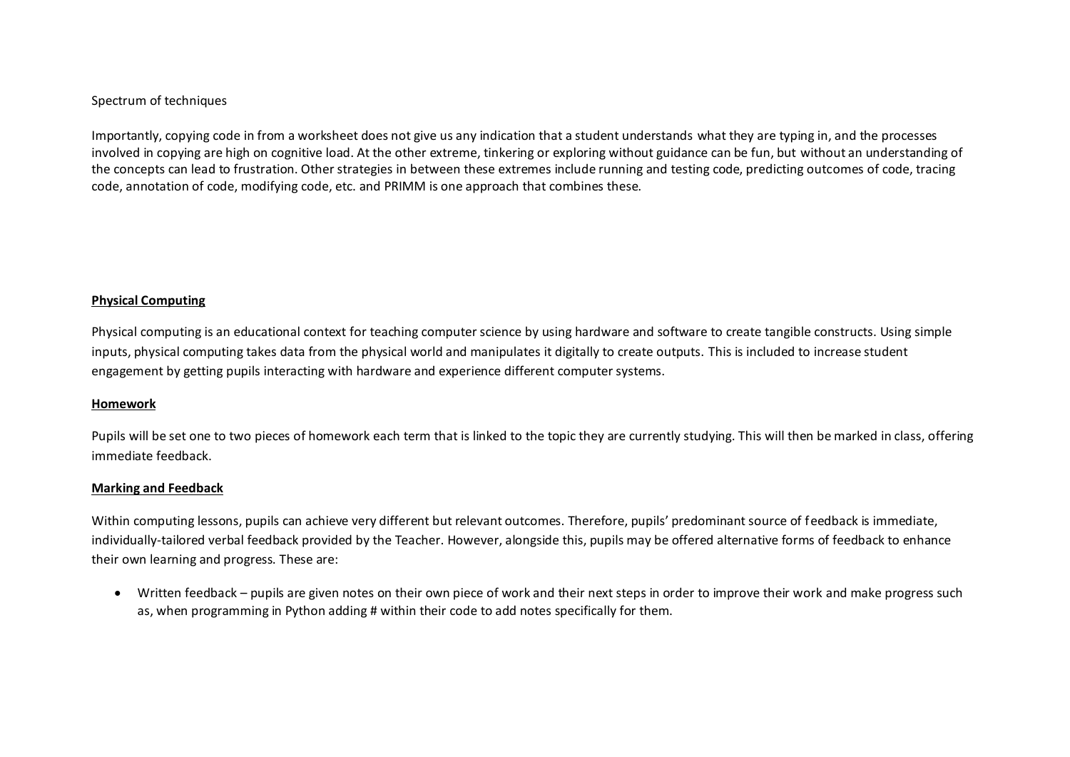Spectrum of techniques

Importantly, copying code in from a worksheet does not give us any indication that a student understands what they are typing in, and the processes involved in copying are high on cognitive load. At the other extreme, tinkering or exploring without guidance can be fun, but without an understanding of the concepts can lead to frustration. Other strategies in between these extremes include running and testing code, predicting outcomes of code, tracing code, annotation of code, modifying code, etc. and PRIMM is one approach that combines these.

**Physical Computing**

Physical computing is an educational context for teaching computer science by using hardware and software to create tangible constructs. Using simple inputs, physical computing takes data from the physical world and manipulates it digitally to create outputs. This is included to increase student engagement by getting pupils interacting with hardware and experience different computer systems.

**Homework**

Pupils will be set one to two pieces of homework each term that is linked to the topic they are currently studying. This will then be marked in class, offering immediate feedback.

**Marking and Feedback**

Within computing lessons, pupils can achieve very different but relevant outcomes. Therefore, pupils' predominant source of feedback is immediate, individually-tailored verbal feedback provided by the Teacher. However, alongside this, pupils may be offered alternative forms of feedback to enhance their own learning and progress. These are:

- Written feedback – pupils are given notes on their own piece of work and their next steps in order to improve their work and make progress such as, when programming in Python adding # within their code to add notes specifically for them.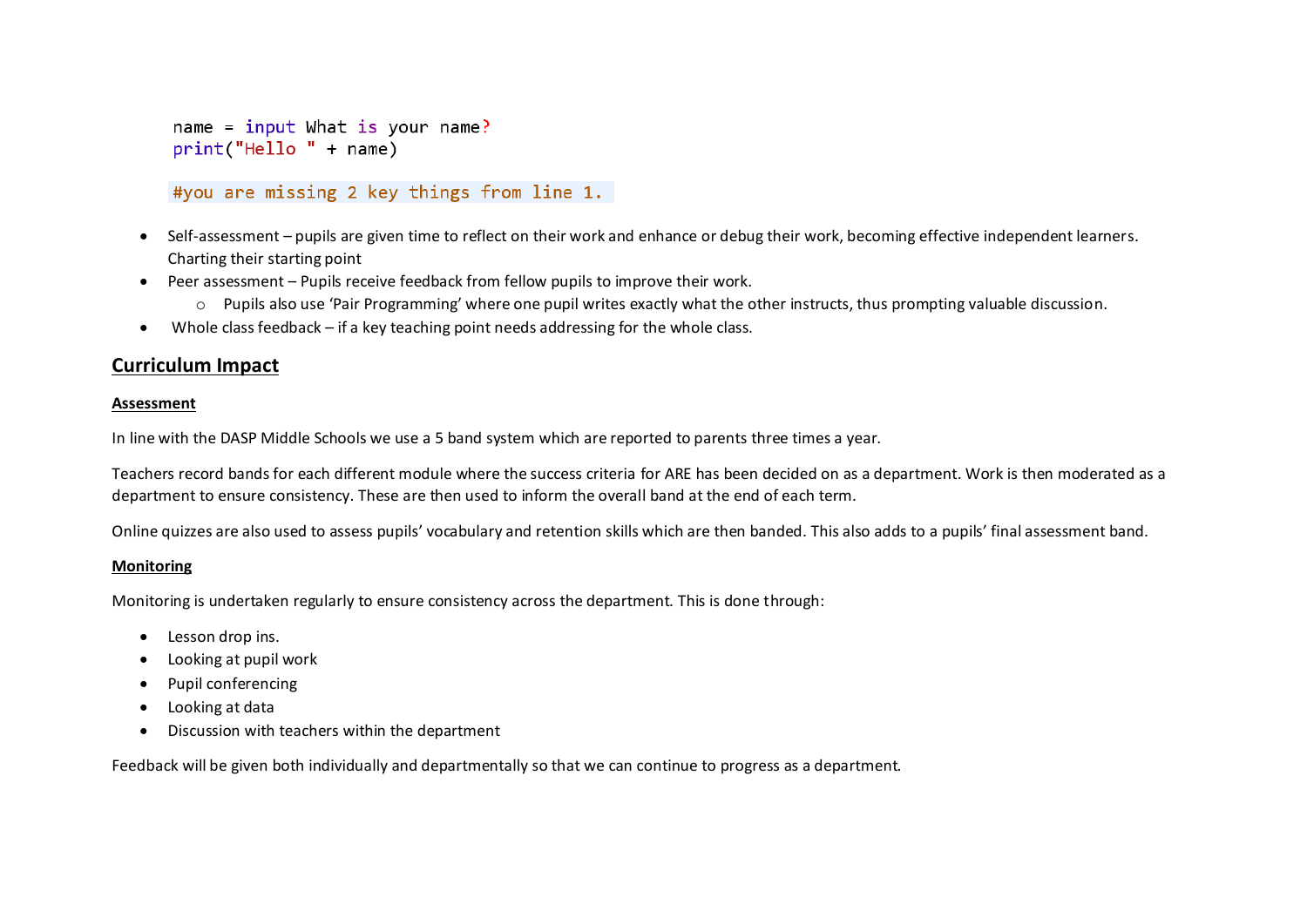```
name = input What is your name?
print("Hello " + name)

#you are missing 2 key things from line 1.
```

- Self-assessment – pupils are given time to reflect on their work and enhance or debug their work, becoming effective independent learners. Charting their starting point
- Peer assessment – Pupils receive feedback from fellow pupils to improve their work.
  - Pupils also use 'Pair Programming' where one pupil writes exactly what the other instructs, thus prompting valuable discussion.
- Whole class feedback – if a key teaching point needs addressing for the whole class.

## Curriculum Impact

### Assessment

In line with the DASP Middle Schools we use a 5 band system which are reported to parents three times a year.

Teachers record bands for each different module where the success criteria for ARE has been decided on as a department. Work is then moderated as a department to ensure consistency. These are then used to inform the overall band at the end of each term.

Online quizzes are also used to assess pupils' vocabulary and retention skills which are then banded. This also adds to a pupils' final assessment band.

### Monitoring

Monitoring is undertaken regularly to ensure consistency across the department. This is done through:

- Lesson drop ins.
- Looking at pupil work
- Pupil conferencing
- Looking at data
- Discussion with teachers within the department

Feedback will be given both individually and departmentally so that we can continue to progress as a department.